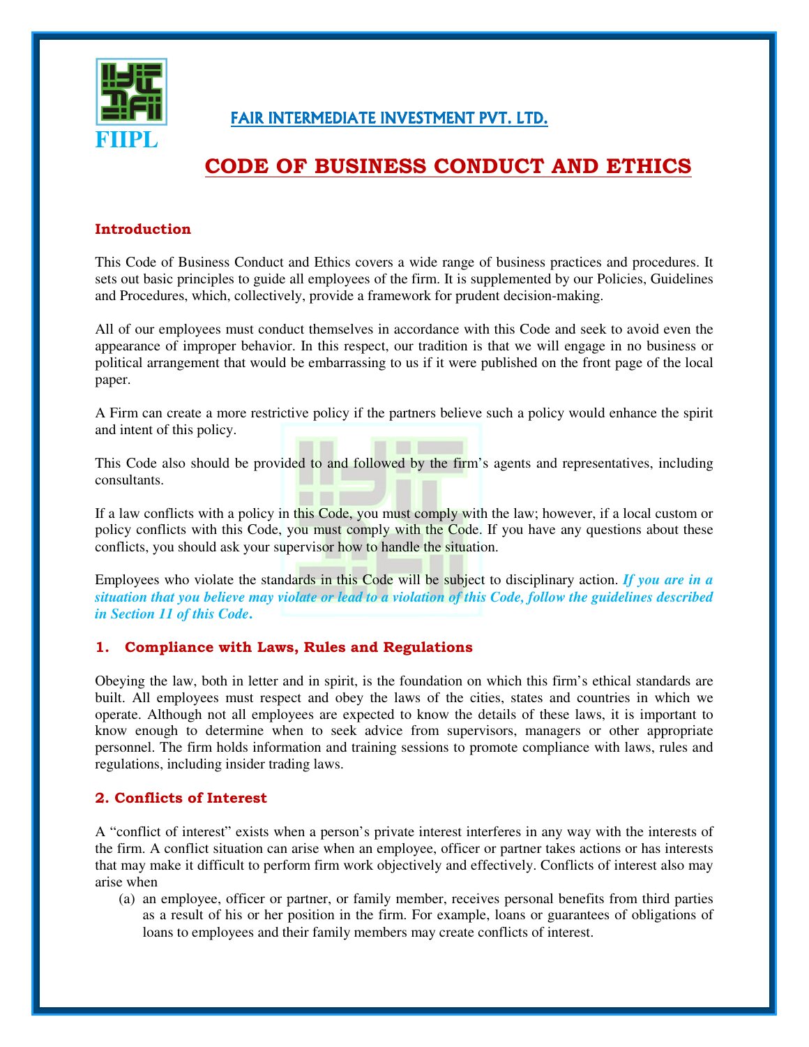FIIPL

**FAIR INTERMEDIATE INVESTMENT PVT. LTD.**

# CODE OF BUSINESS CONDUCT AND ETHICS

## Introduction

This Code of Business Conduct and Ethics covers a wide range of business practices and procedures. It sets out basic principles to guide all employees of the firm. It is supplemented by our Policies, Guidelines and Procedures, which, collectively, provide a framework for prudent decision-making.

All of our employees must conduct themselves in accordance with this Code and seek to avoid even the appearance of improper behavior. In this respect, our tradition is that we will engage in no business or political arrangement that would be embarrassing to us if it were published on the front page of the local paper.

A Firm can create a more restrictive policy if the partners believe such a policy would enhance the spirit and intent of this policy.

This Code also should be provided to and followed by the firm's agents and representatives, including consultants.

If a law conflicts with a policy in this Code, you must comply with the law; however, if a local custom or policy conflicts with this Code, you must comply with the Code. If you have any questions about these conflicts, you should ask your supervisor how to handle the situation.

Employees who violate the standards in this Code will be subject to disciplinary action. ***If you are in a situation that you believe may violate or lead to a violation of this Code, follow the guidelines described in Section 11 of this Code.***

## 1. Compliance with Laws, Rules and Regulations

Obeying the law, both in letter and in spirit, is the foundation on which this firm's ethical standards are built. All employees must respect and obey the laws of the cities, states and countries in which we operate. Although not all employees are expected to know the details of these laws, it is important to know enough to determine when to seek advice from supervisors, managers or other appropriate personnel. The firm holds information and training sessions to promote compliance with laws, rules and regulations, including insider trading laws.

## 2. Conflicts of Interest

A "conflict of interest" exists when a person's private interest interferes in any way with the interests of the firm. A conflict situation can arise when an employee, officer or partner takes actions or has interests that may make it difficult to perform firm work objectively and effectively. Conflicts of interest also may arise when

(a) an employee, officer or partner, or family member, receives personal benefits from third parties as a result of his or her position in the firm. For example, loans or guarantees of obligations of loans to employees and their family members may create conflicts of interest.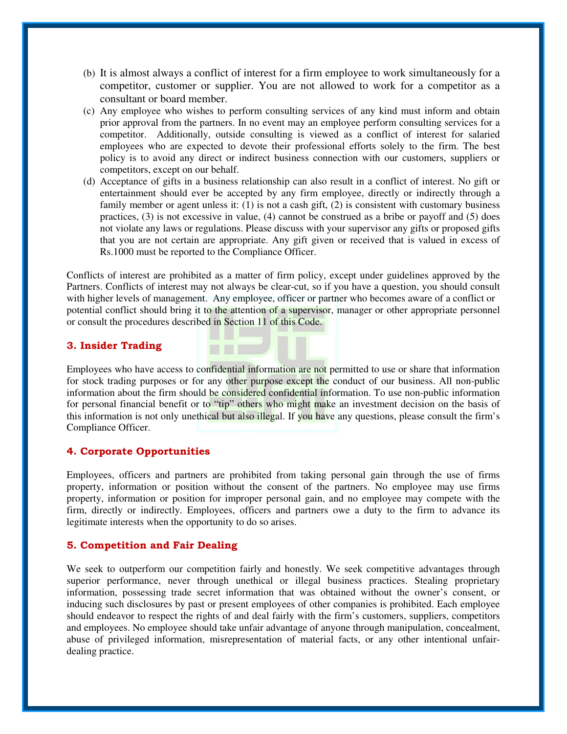(b) It is almost always a conflict of interest for a firm employee to work simultaneously for a competitor, customer or supplier. You are not allowed to work for a competitor as a consultant or board member.

(c) Any employee who wishes to perform consulting services of any kind must inform and obtain prior approval from the partners. In no event may an employee perform consulting services for a competitor. Additionally, outside consulting is viewed as a conflict of interest for salaried employees who are expected to devote their professional efforts solely to the firm. The best policy is to avoid any direct or indirect business connection with our customers, suppliers or competitors, except on our behalf.

(d) Acceptance of gifts in a business relationship can also result in a conflict of interest. No gift or entertainment should ever be accepted by any firm employee, directly or indirectly through a family member or agent unless it: (1) is not a cash gift, (2) is consistent with customary business practices, (3) is not excessive in value, (4) cannot be construed as a bribe or payoff and (5) does not violate any laws or regulations. Please discuss with your supervisor any gifts or proposed gifts that you are not certain are appropriate. Any gift given or received that is valued in excess of Rs.1000 must be reported to the Compliance Officer.

Conflicts of interest are prohibited as a matter of firm policy, except under guidelines approved by the Partners. Conflicts of interest may not always be clear-cut, so if you have a question, you should consult with higher levels of management. Any employee, officer or partner who becomes aware of a conflict or potential conflict should bring it to the attention of a supervisor, manager or other appropriate personnel or consult the procedures described in Section 11 of this Code.

## 3. Insider Trading

Employees who have access to confidential information are not permitted to use or share that information for stock trading purposes or for any other purpose except the conduct of our business. All non-public information about the firm should be considered confidential information. To use non-public information for personal financial benefit or to "tip" others who might make an investment decision on the basis of this information is not only unethical but also illegal. If you have any questions, please consult the firm's Compliance Officer.

## 4. Corporate Opportunities

Employees, officers and partners are prohibited from taking personal gain through the use of firms property, information or position without the consent of the partners. No employee may use firms property, information or position for improper personal gain, and no employee may compete with the firm, directly or indirectly. Employees, officers and partners owe a duty to the firm to advance its legitimate interests when the opportunity to do so arises.

## 5. Competition and Fair Dealing

We seek to outperform our competition fairly and honestly. We seek competitive advantages through superior performance, never through unethical or illegal business practices. Stealing proprietary information, possessing trade secret information that was obtained without the owner's consent, or inducing such disclosures by past or present employees of other companies is prohibited. Each employee should endeavor to respect the rights of and deal fairly with the firm's customers, suppliers, competitors and employees. No employee should take unfair advantage of anyone through manipulation, concealment, abuse of privileged information, misrepresentation of material facts, or any other intentional unfair-dealing practice.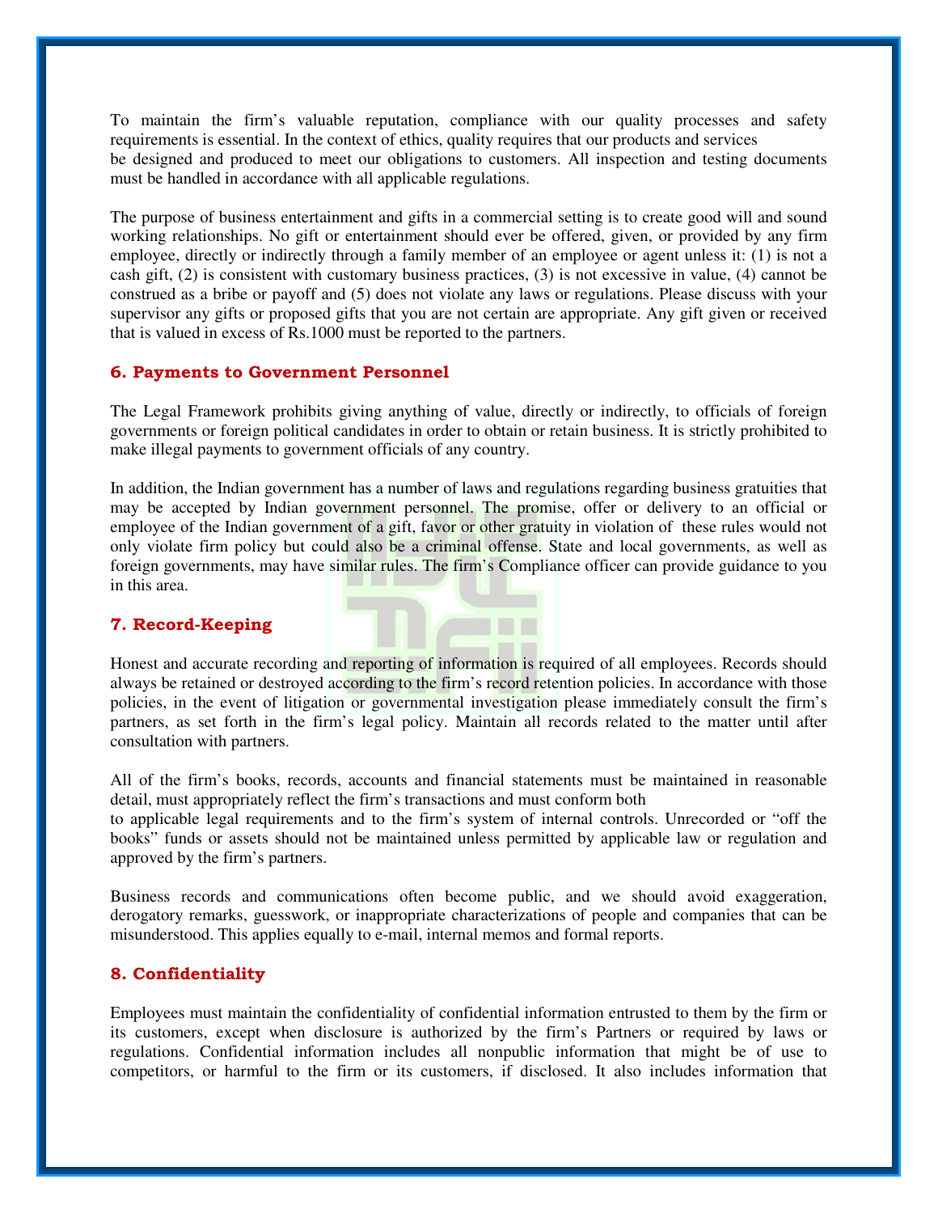To maintain the firm's valuable reputation, compliance with our quality processes and safety requirements is essential. In the context of ethics, quality requires that our products and services be designed and produced to meet our obligations to customers. All inspection and testing documents must be handled in accordance with all applicable regulations.

The purpose of business entertainment and gifts in a commercial setting is to create good will and sound working relationships. No gift or entertainment should ever be offered, given, or provided by any firm employee, directly or indirectly through a family member of an employee or agent unless it: (1) is not a cash gift, (2) is consistent with customary business practices, (3) is not excessive in value, (4) cannot be construed as a bribe or payoff and (5) does not violate any laws or regulations. Please discuss with your supervisor any gifts or proposed gifts that you are not certain are appropriate. Any gift given or received that is valued in excess of Rs.1000 must be reported to the partners.

## 6. Payments to Government Personnel

The Legal Framework prohibits giving anything of value, directly or indirectly, to officials of foreign governments or foreign political candidates in order to obtain or retain business. It is strictly prohibited to make illegal payments to government officials of any country.

In addition, the Indian government has a number of laws and regulations regarding business gratuities that may be accepted by Indian government personnel. The promise, offer or delivery to an official or employee of the Indian government of a gift, favor or other gratuity in violation of these rules would not only violate firm policy but could also be a criminal offense. State and local governments, as well as foreign governments, may have similar rules. The firm's Compliance officer can provide guidance to you in this area.

## 7. Record-Keeping

Honest and accurate recording and reporting of information is required of all employees. Records should always be retained or destroyed according to the firm's record retention policies. In accordance with those policies, in the event of litigation or governmental investigation please immediately consult the firm's partners, as set forth in the firm's legal policy. Maintain all records related to the matter until after consultation with partners.

All of the firm's books, records, accounts and financial statements must be maintained in reasonable detail, must appropriately reflect the firm's transactions and must conform both to applicable legal requirements and to the firm's system of internal controls. Unrecorded or "off the books" funds or assets should not be maintained unless permitted by applicable law or regulation and approved by the firm's partners.

Business records and communications often become public, and we should avoid exaggeration, derogatory remarks, guesswork, or inappropriate characterizations of people and companies that can be misunderstood. This applies equally to e-mail, internal memos and formal reports.

## 8. Confidentiality

Employees must maintain the confidentiality of confidential information entrusted to them by the firm or its customers, except when disclosure is authorized by the firm's Partners or required by laws or regulations. Confidential information includes all nonpublic information that might be of use to competitors, or harmful to the firm or its customers, if disclosed. It also includes information that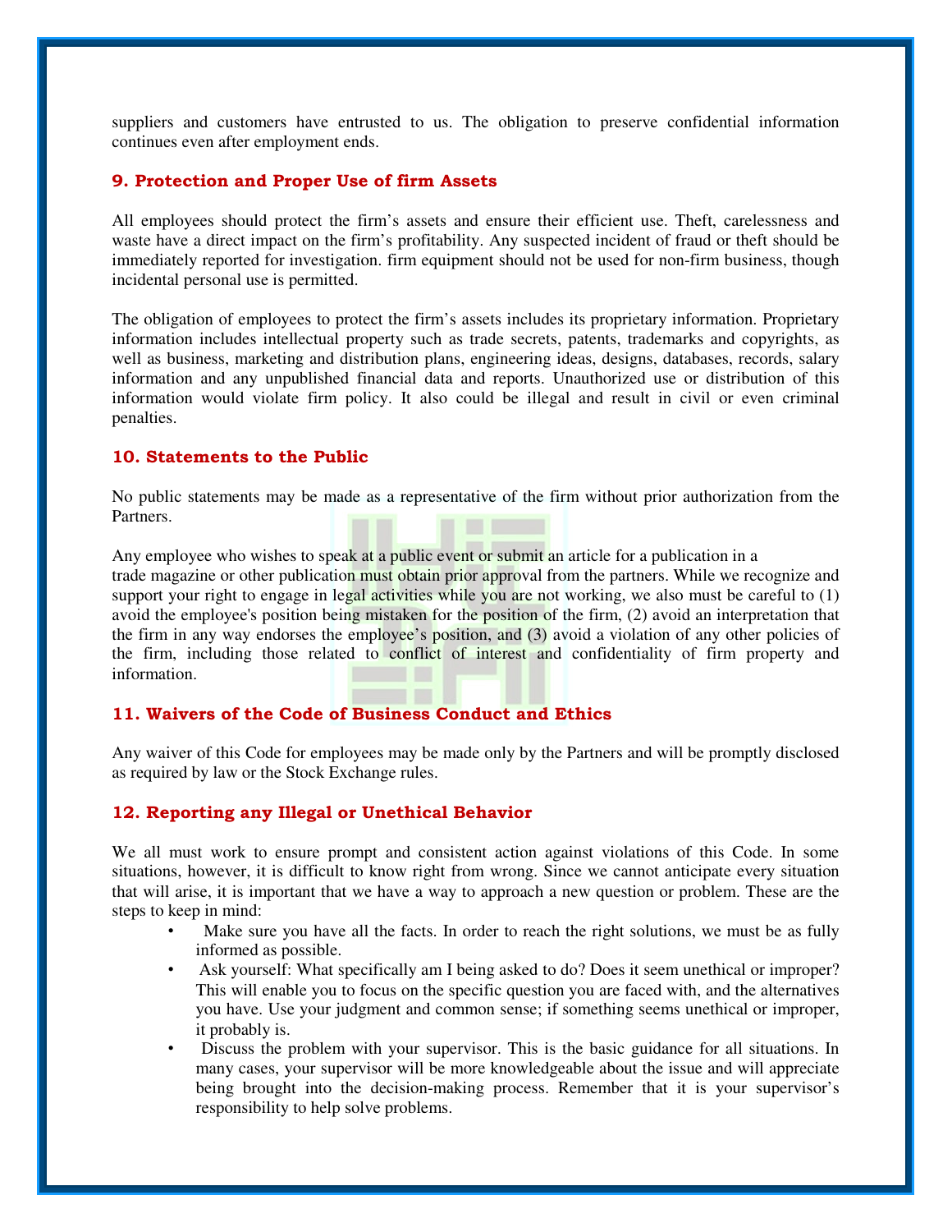suppliers and customers have entrusted to us. The obligation to preserve confidential information continues even after employment ends.

## 9. Protection and Proper Use of firm Assets

All employees should protect the firm's assets and ensure their efficient use. Theft, carelessness and waste have a direct impact on the firm's profitability. Any suspected incident of fraud or theft should be immediately reported for investigation. firm equipment should not be used for non-firm business, though incidental personal use is permitted.

The obligation of employees to protect the firm's assets includes its proprietary information. Proprietary information includes intellectual property such as trade secrets, patents, trademarks and copyrights, as well as business, marketing and distribution plans, engineering ideas, designs, databases, records, salary information and any unpublished financial data and reports. Unauthorized use or distribution of this information would violate firm policy. It also could be illegal and result in civil or even criminal penalties.

## 10. Statements to the Public

No public statements may be made as a representative of the firm without prior authorization from the Partners.

Any employee who wishes to speak at a public event or submit an article for a publication in a trade magazine or other publication must obtain prior approval from the partners. While we recognize and support your right to engage in legal activities while you are not working, we also must be careful to (1) avoid the employee's position being mistaken for the position of the firm, (2) avoid an interpretation that the firm in any way endorses the employee's position, and (3) avoid a violation of any other policies of the firm, including those related to conflict of interest and confidentiality of firm property and information.

## 11. Waivers of the Code of Business Conduct and Ethics

Any waiver of this Code for employees may be made only by the Partners and will be promptly disclosed as required by law or the Stock Exchange rules.

## 12. Reporting any Illegal or Unethical Behavior

We all must work to ensure prompt and consistent action against violations of this Code. In some situations, however, it is difficult to know right from wrong. Since we cannot anticipate every situation that will arise, it is important that we have a way to approach a new question or problem. These are the steps to keep in mind:

- Make sure you have all the facts. In order to reach the right solutions, we must be as fully informed as possible.
- Ask yourself: What specifically am I being asked to do? Does it seem unethical or improper? This will enable you to focus on the specific question you are faced with, and the alternatives you have. Use your judgment and common sense; if something seems unethical or improper, it probably is.
- Discuss the problem with your supervisor. This is the basic guidance for all situations. In many cases, your supervisor will be more knowledgeable about the issue and will appreciate being brought into the decision-making process. Remember that it is your supervisor's responsibility to help solve problems.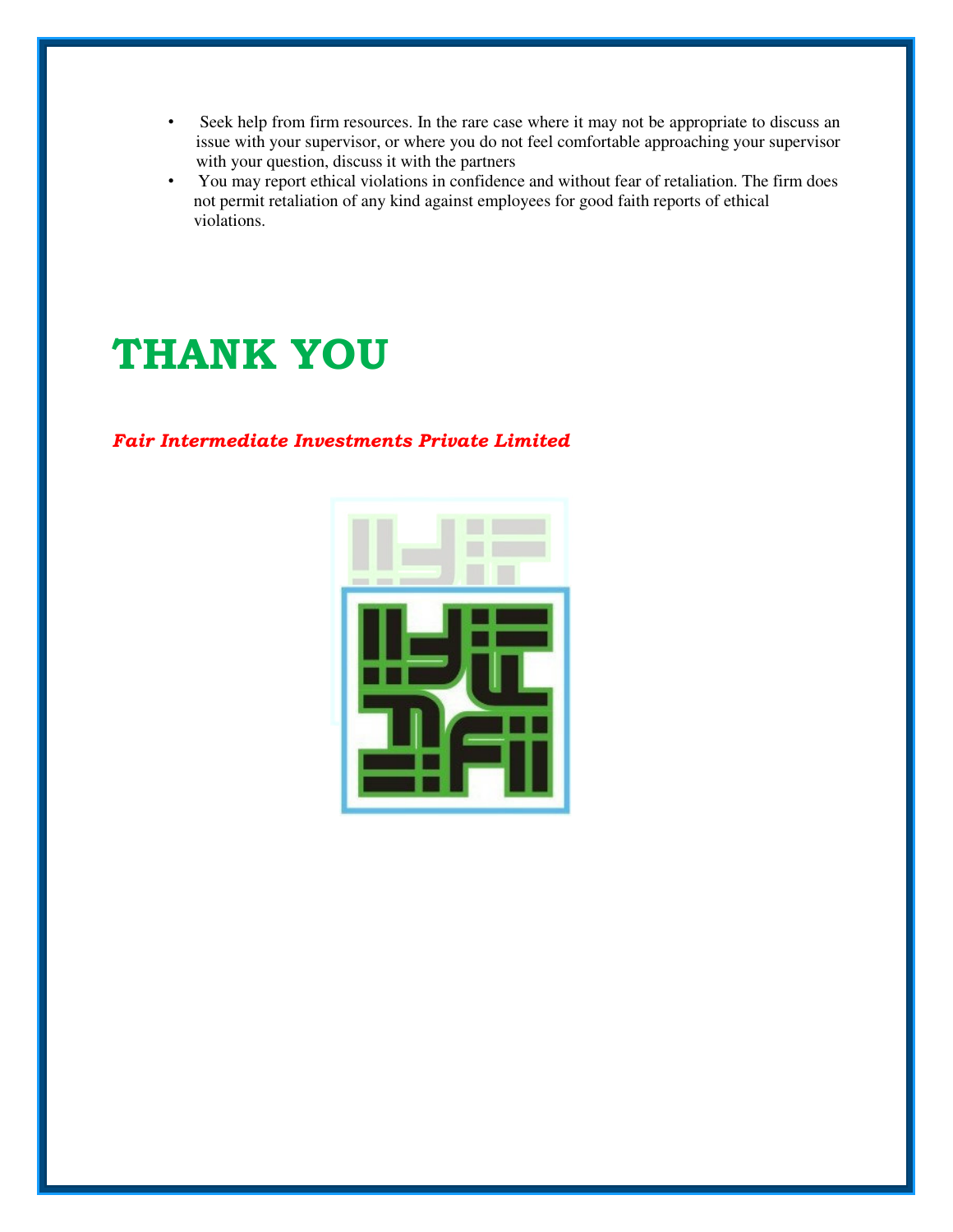- Seek help from firm resources. In the rare case where it may not be appropriate to discuss an issue with your supervisor, or where you do not feel comfortable approaching your supervisor with your question, discuss it with the partners
- You may report ethical violations in confidence and without fear of retaliation. The firm does not permit retaliation of any kind against employees for good faith reports of ethical violations.

# THANK YOU

***Fair Intermediate Investments Private Limited***